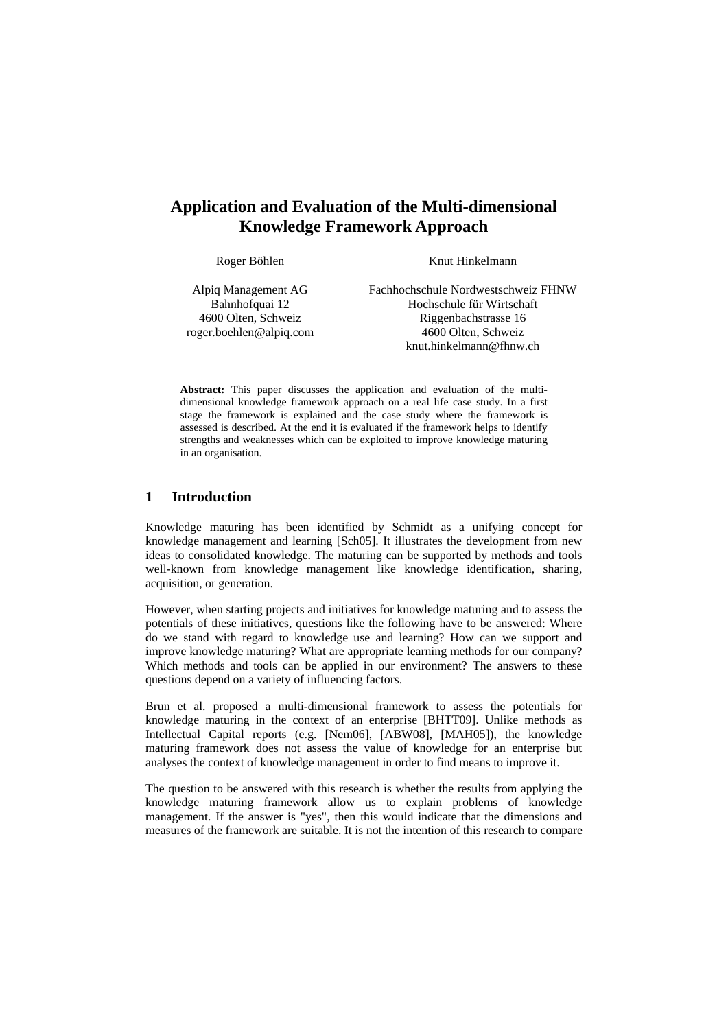# Application and Evaluation of the Multi-dimensional Knowledge Framework Approach

Roger Böhlen

Alpiq Management AG
Bahnhofquai 12
4600 Olten, Schweiz
roger.boehlen@alpiq.com

Knut Hinkelmann

Fachhochschule Nordwestschweiz FHNW
Hochschule für Wirtschaft
Riggenbachstrasse 16
4600 Olten, Schweiz
knut.hinkelmann@fhnw.ch

**Abstract:** This paper discusses the application and evaluation of the multi-dimensional knowledge framework approach on a real life case study. In a first stage the framework is explained and the case study where the framework is assessed is described. At the end it is evaluated if the framework helps to identify strengths and weaknesses which can be exploited to improve knowledge maturing in an organisation.

## 1 Introduction

Knowledge maturing has been identified by Schmidt as a unifying concept for knowledge management and learning [Sch05]. It illustrates the development from new ideas to consolidated knowledge. The maturing can be supported by methods and tools well-known from knowledge management like knowledge identification, sharing, acquisition, or generation.

However, when starting projects and initiatives for knowledge maturing and to assess the potentials of these initiatives, questions like the following have to be answered: Where do we stand with regard to knowledge use and learning? How can we support and improve knowledge maturing? What are appropriate learning methods for our company? Which methods and tools can be applied in our environment? The answers to these questions depend on a variety of influencing factors.

Brun et al. proposed a multi-dimensional framework to assess the potentials for knowledge maturing in the context of an enterprise [BHTT09]. Unlike methods as Intellectual Capital reports (e.g. [Nem06], [ABW08], [MAH05]), the knowledge maturing framework does not assess the value of knowledge for an enterprise but analyses the context of knowledge management in order to find means to improve it.

The question to be answered with this research is whether the results from applying the knowledge maturing framework allow us to explain problems of knowledge management. If the answer is "yes", then this would indicate that the dimensions and measures of the framework are suitable. It is not the intention of this research to compare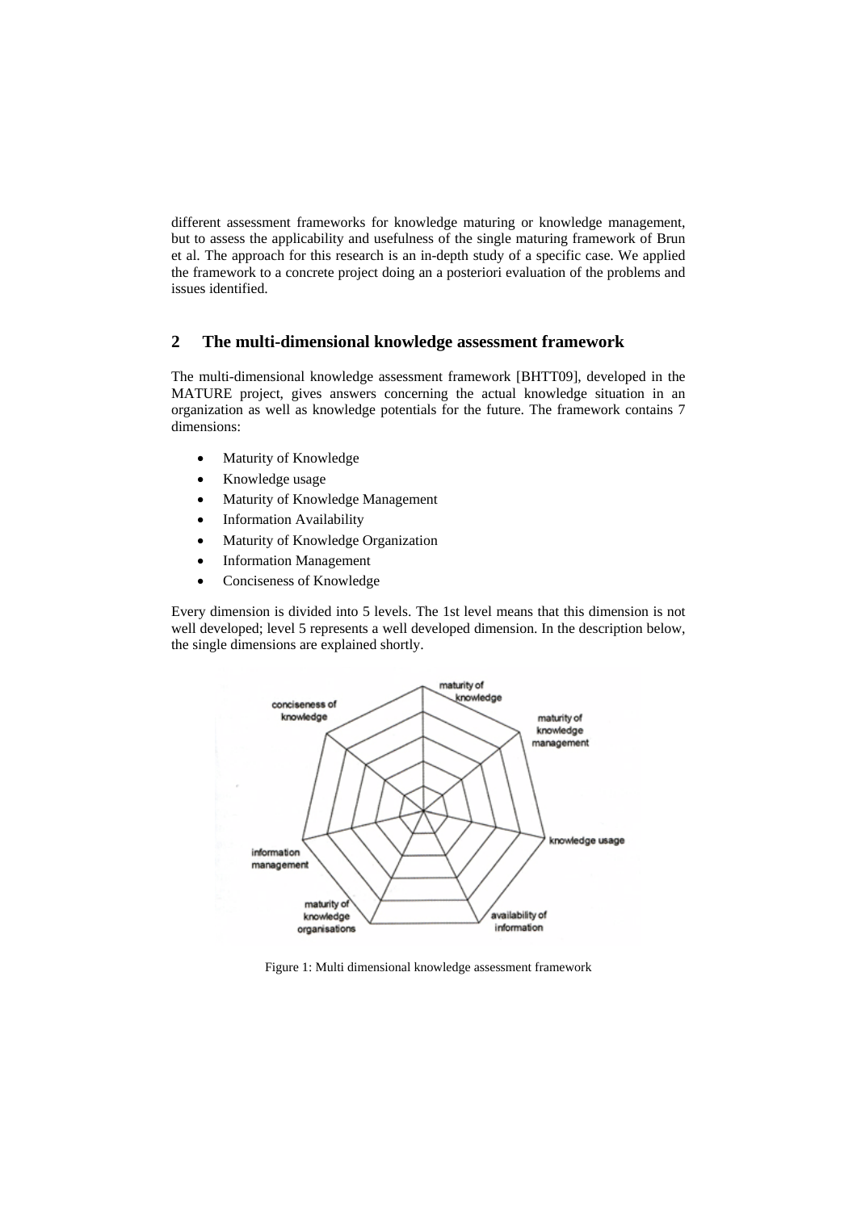different assessment frameworks for knowledge maturing or knowledge management, but to assess the applicability and usefulness of the single maturing framework of Brun et al. The approach for this research is an in-depth study of a specific case. We applied the framework to a concrete project doing an a posteriori evaluation of the problems and issues identified.

## 2 The multi-dimensional knowledge assessment framework

The multi-dimensional knowledge assessment framework [BHTT09], developed in the MATURE project, gives answers concerning the actual knowledge situation in an organization as well as knowledge potentials for the future. The framework contains 7 dimensions:

- Maturity of Knowledge
- Knowledge usage
- Maturity of Knowledge Management
- Information Availability
- Maturity of Knowledge Organization
- Information Management
- Conciseness of Knowledge

Every dimension is divided into 5 levels. The 1st level means that this dimension is not well developed; level 5 represents a well developed dimension. In the description below, the single dimensions are explained shortly.

Figure 1: Multi dimensional knowledge assessment framework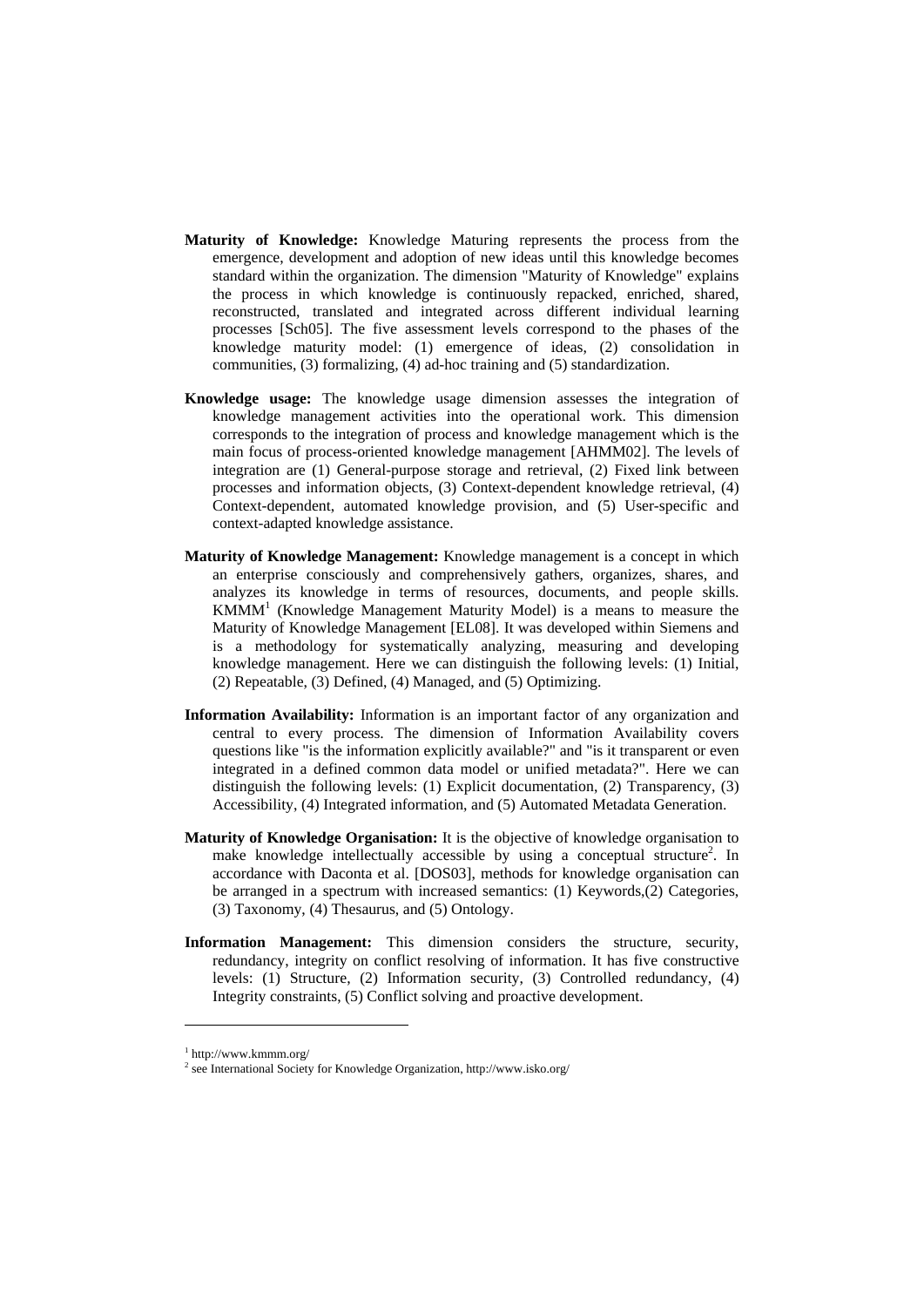**Maturity of Knowledge:** Knowledge Maturing represents the process from the emergence, development and adoption of new ideas until this knowledge becomes standard within the organization. The dimension "Maturity of Knowledge" explains the process in which knowledge is continuously repacked, enriched, shared, reconstructed, translated and integrated across different individual learning processes [Sch05]. The five assessment levels correspond to the phases of the knowledge maturity model: (1) emergence of ideas, (2) consolidation in communities, (3) formalizing, (4) ad-hoc training and (5) standardization.

**Knowledge usage:** The knowledge usage dimension assesses the integration of knowledge management activities into the operational work. This dimension corresponds to the integration of process and knowledge management which is the main focus of process-oriented knowledge management [AHMM02]. The levels of integration are (1) General-purpose storage and retrieval, (2) Fixed link between processes and information objects, (3) Context-dependent knowledge retrieval, (4) Context-dependent, automated knowledge provision, and (5) User-specific and context-adapted knowledge assistance.

**Maturity of Knowledge Management:** Knowledge management is a concept in which an enterprise consciously and comprehensively gathers, organizes, shares, and analyzes its knowledge in terms of resources, documents, and people skills. KMMM[1] (Knowledge Management Maturity Model) is a means to measure the Maturity of Knowledge Management [EL08]. It was developed within Siemens and is a methodology for systematically analyzing, measuring and developing knowledge management. Here we can distinguish the following levels: (1) Initial, (2) Repeatable, (3) Defined, (4) Managed, and (5) Optimizing.

**Information Availability:** Information is an important factor of any organization and central to every process. The dimension of Information Availability covers questions like "is the information explicitly available?" and "is it transparent or even integrated in a defined common data model or unified metadata?". Here we can distinguish the following levels: (1) Explicit documentation, (2) Transparency, (3) Accessibility, (4) Integrated information, and (5) Automated Metadata Generation.

**Maturity of Knowledge Organisation:** It is the objective of knowledge organisation to make knowledge intellectually accessible by using a conceptual structure[2]. In accordance with Daconta et al. [DOS03], methods for knowledge organisation can be arranged in a spectrum with increased semantics: (1) Keywords,(2) Categories, (3) Taxonomy, (4) Thesaurus, and (5) Ontology.

**Information Management:** This dimension considers the structure, security, redundancy, integrity on conflict resolving of information. It has five constructive levels: (1) Structure, (2) Information security, (3) Controlled redundancy, (4) Integrity constraints, (5) Conflict solving and proactive development.

---

[1] http://www.kmmm.org/

[2] see International Society for Knowledge Organization, http://www.isko.org/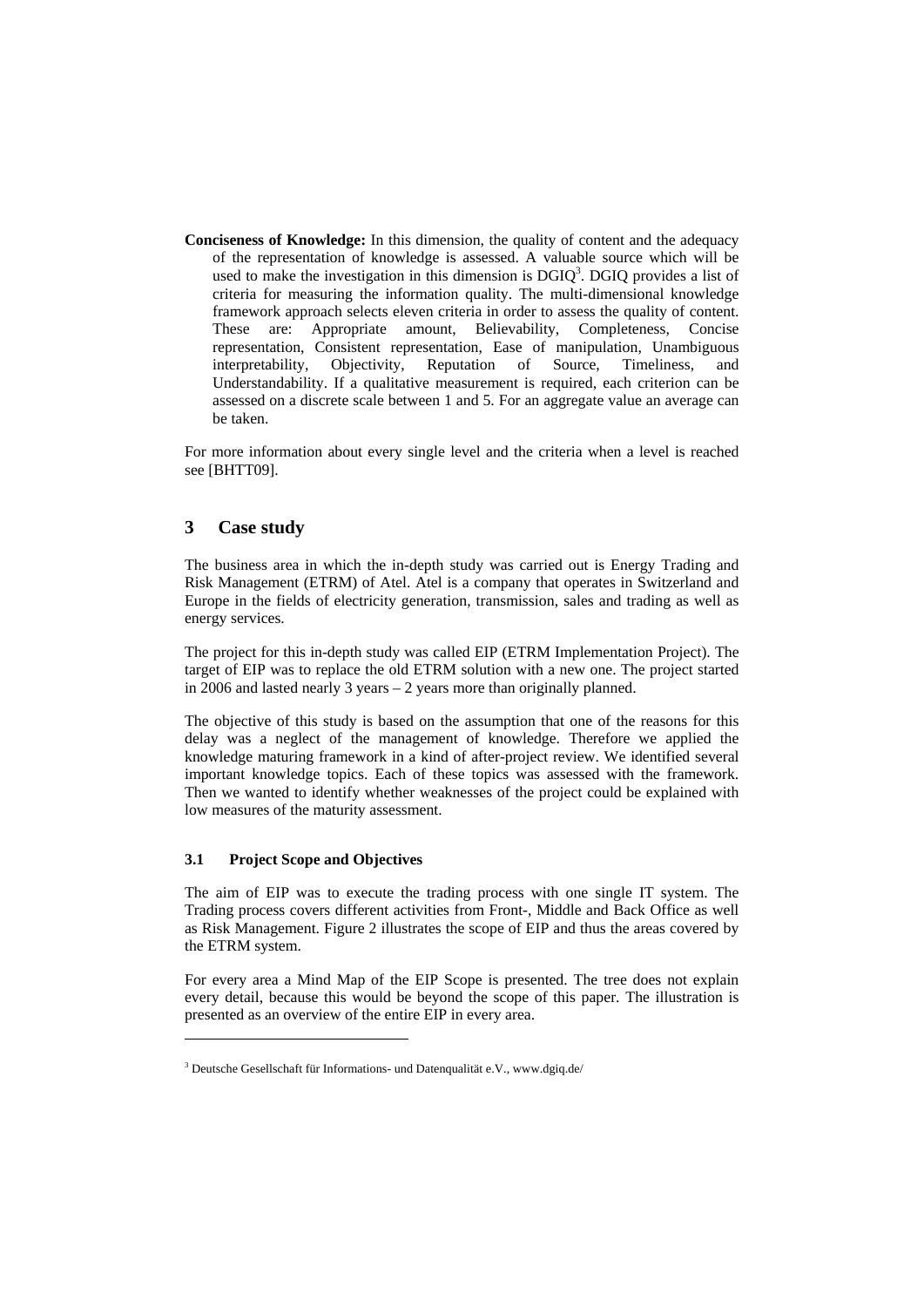**Conciseness of Knowledge:** In this dimension, the quality of content and the adequacy of the representation of knowledge is assessed. A valuable source which will be used to make the investigation in this dimension is DGIQ[3]. DGIQ provides a list of criteria for measuring the information quality. The multi-dimensional knowledge framework approach selects eleven criteria in order to assess the quality of content. These are: Appropriate amount, Believability, Completeness, Concise representation, Consistent representation, Ease of manipulation, Unambiguous interpretability, Objectivity, Reputation of Source, Timeliness, and Understandability. If a qualitative measurement is required, each criterion can be assessed on a discrete scale between 1 and 5. For an aggregate value an average can be taken.

For more information about every single level and the criteria when a level is reached see [BHTT09].

## 3 Case study

The business area in which the in-depth study was carried out is Energy Trading and Risk Management (ETRM) of Atel. Atel is a company that operates in Switzerland and Europe in the fields of electricity generation, transmission, sales and trading as well as energy services.

The project for this in-depth study was called EIP (ETRM Implementation Project). The target of EIP was to replace the old ETRM solution with a new one. The project started in 2006 and lasted nearly 3 years – 2 years more than originally planned.

The objective of this study is based on the assumption that one of the reasons for this delay was a neglect of the management of knowledge. Therefore we applied the knowledge maturing framework in a kind of after-project review. We identified several important knowledge topics. Each of these topics was assessed with the framework. Then we wanted to identify whether weaknesses of the project could be explained with low measures of the maturity assessment.

### 3.1 Project Scope and Objectives

The aim of EIP was to execute the trading process with one single IT system. The Trading process covers different activities from Front-, Middle and Back Office as well as Risk Management. Figure 2 illustrates the scope of EIP and thus the areas covered by the ETRM system.

For every area a Mind Map of the EIP Scope is presented. The tree does not explain every detail, because this would be beyond the scope of this paper. The illustration is presented as an overview of the entire EIP in every area.

[3] Deutsche Gesellschaft für Informations- und Datenqualität e.V., www.dgiq.de/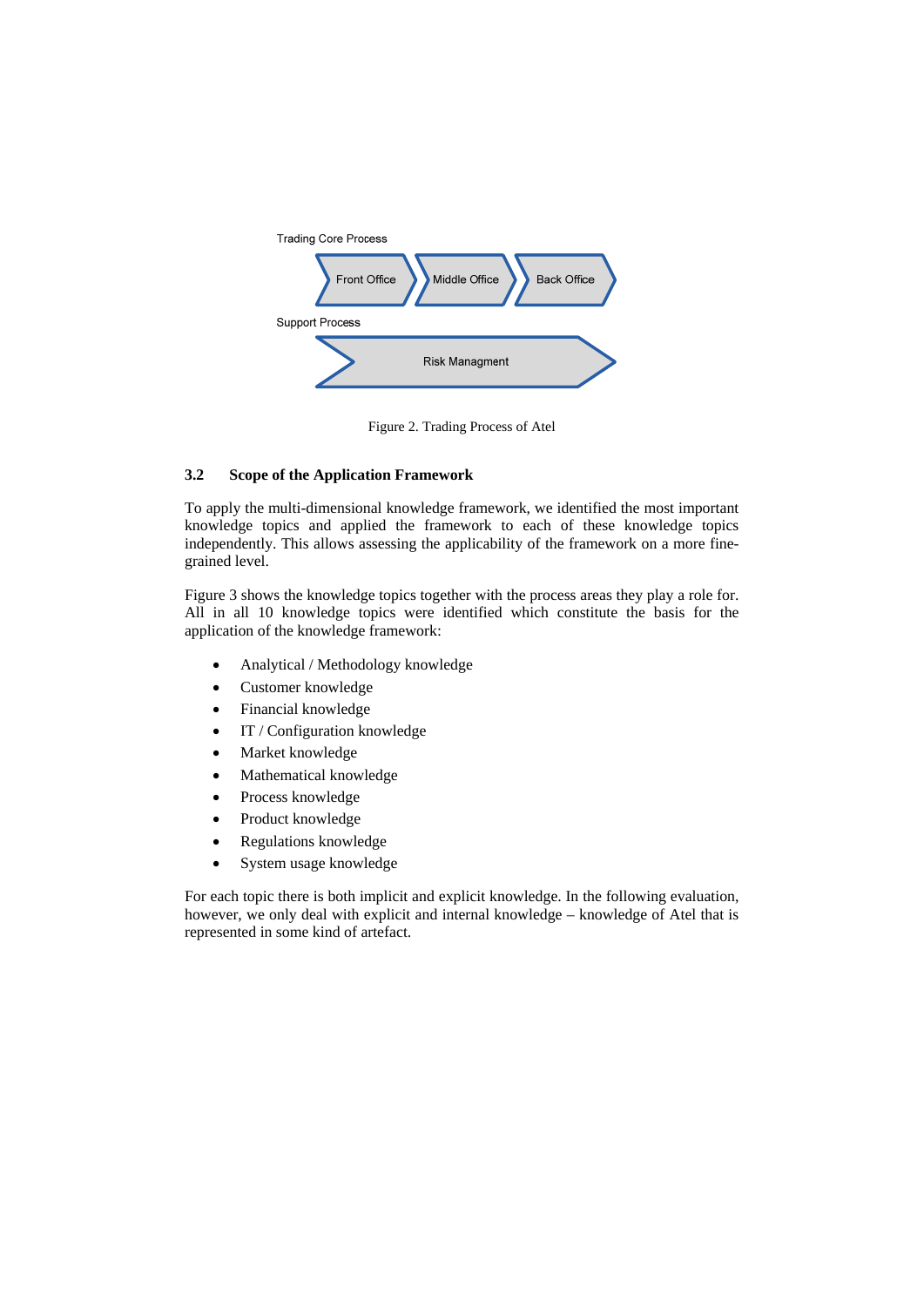Trading Core Process

Front Office → Middle Office → Back Office

Support Process

Risk Managment

Figure 2. Trading Process of Atel

### 3.2 Scope of the Application Framework

To apply the multi-dimensional knowledge framework, we identified the most important knowledge topics and applied the framework to each of these knowledge topics independently. This allows assessing the applicability of the framework on a more fine-grained level.

Figure 3 shows the knowledge topics together with the process areas they play a role for. All in all 10 knowledge topics were identified which constitute the basis for the application of the knowledge framework:

- Analytical / Methodology knowledge
- Customer knowledge
- Financial knowledge
- IT / Configuration knowledge
- Market knowledge
- Mathematical knowledge
- Process knowledge
- Product knowledge
- Regulations knowledge
- System usage knowledge

For each topic there is both implicit and explicit knowledge. In the following evaluation, however, we only deal with explicit and internal knowledge – knowledge of Atel that is represented in some kind of artefact.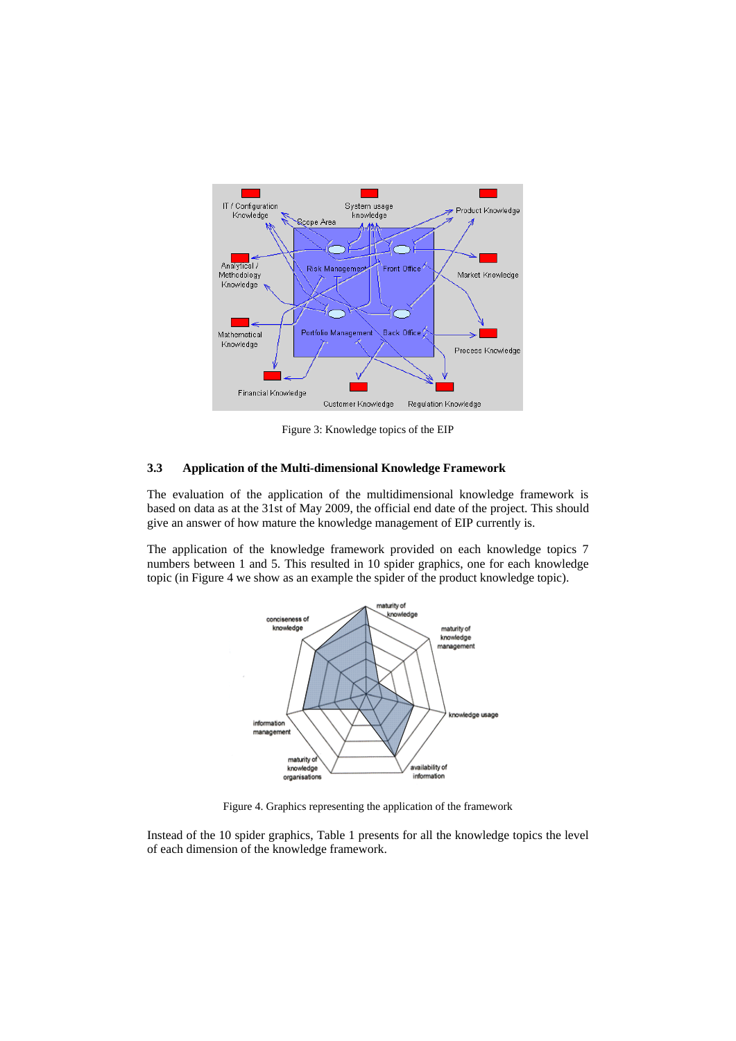Figure 3: Knowledge topics of the EIP

### 3.3 Application of the Multi-dimensional Knowledge Framework

The evaluation of the application of the multidimensional knowledge framework is based on data as at the 31st of May 2009, the official end date of the project. This should give an answer of how mature the knowledge management of EIP currently is.

The application of the knowledge framework provided on each knowledge topics 7 numbers between 1 and 5. This resulted in 10 spider graphics, one for each knowledge topic (in Figure 4 we show as an example the spider of the product knowledge topic).

Figure 4. Graphics representing the application of the framework

Instead of the 10 spider graphics, Table 1 presents for all the knowledge topics the level of each dimension of the knowledge framework.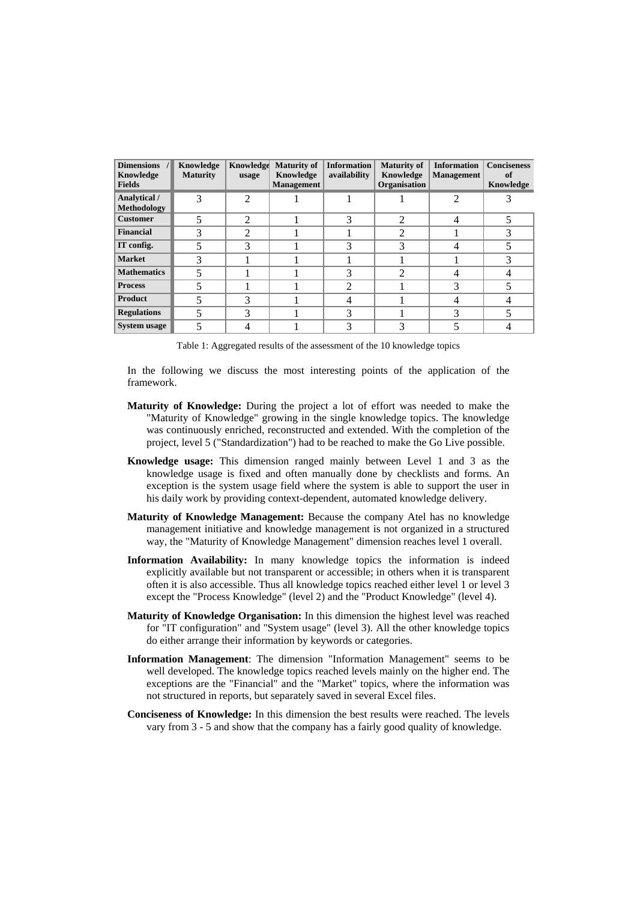| Dimensions / Knowledge Fields | Knowledge Maturity | Knowledge usage | Maturity of Knowledge Management | Information availability | Maturity of Knowledge Organisation | Information Management | Conciseness of Knowledge |
|---|---|---|---|---|---|---|---|
| **Analytical / Methodology** | 3 | 2 | 1 | 1 | 1 | 2 | 3 |
| **Customer** | 5 | 2 | 1 | 3 | 2 | 4 | 5 |
| **Financial** | 3 | 2 | 1 | 1 | 2 | 1 | 3 |
| **IT config.** | 5 | 3 | 1 | 3 | 3 | 4 | 5 |
| **Market** | 3 | 1 | 1 | 1 | 1 | 1 | 3 |
| **Mathematics** | 5 | 1 | 1 | 3 | 2 | 4 | 4 |
| **Process** | 5 | 1 | 1 | 2 | 1 | 3 | 5 |
| **Product** | 5 | 3 | 1 | 4 | 1 | 4 | 4 |
| **Regulations** | 5 | 3 | 1 | 3 | 1 | 3 | 5 |
| **System usage** | 5 | 4 | 1 | 3 | 3 | 5 | 4 |

Table 1: Aggregated results of the assessment of the 10 knowledge topics

In the following we discuss the most interesting points of the application of the framework.

**Maturity of Knowledge:** During the project a lot of effort was needed to make the "Maturity of Knowledge" growing in the single knowledge topics. The knowledge was continuously enriched, reconstructed and extended. With the completion of the project, level 5 ("Standardization") had to be reached to make the Go Live possible.

**Knowledge usage:** This dimension ranged mainly between Level 1 and 3 as the knowledge usage is fixed and often manually done by checklists and forms. An exception is the system usage field where the system is able to support the user in his daily work by providing context-dependent, automated knowledge delivery.

**Maturity of Knowledge Management:** Because the company Atel has no knowledge management initiative and knowledge management is not organized in a structured way, the "Maturity of Knowledge Management" dimension reaches level 1 overall.

**Information Availability:** In many knowledge topics the information is indeed explicitly available but not transparent or accessible; in others when it is transparent often it is also accessible. Thus all knowledge topics reached either level 1 or level 3 except the "Process Knowledge" (level 2) and the "Product Knowledge" (level 4).

**Maturity of Knowledge Organisation:** In this dimension the highest level was reached for "IT configuration" and "System usage" (level 3). All the other knowledge topics do either arrange their information by keywords or categories.

**Information Management**: The dimension "Information Management" seems to be well developed. The knowledge topics reached levels mainly on the higher end. The exceptions are the "Financial" and the "Market" topics, where the information was not structured in reports, but separately saved in several Excel files.

**Conciseness of Knowledge:** In this dimension the best results were reached. The levels vary from 3 - 5 and show that the company has a fairly good quality of knowledge.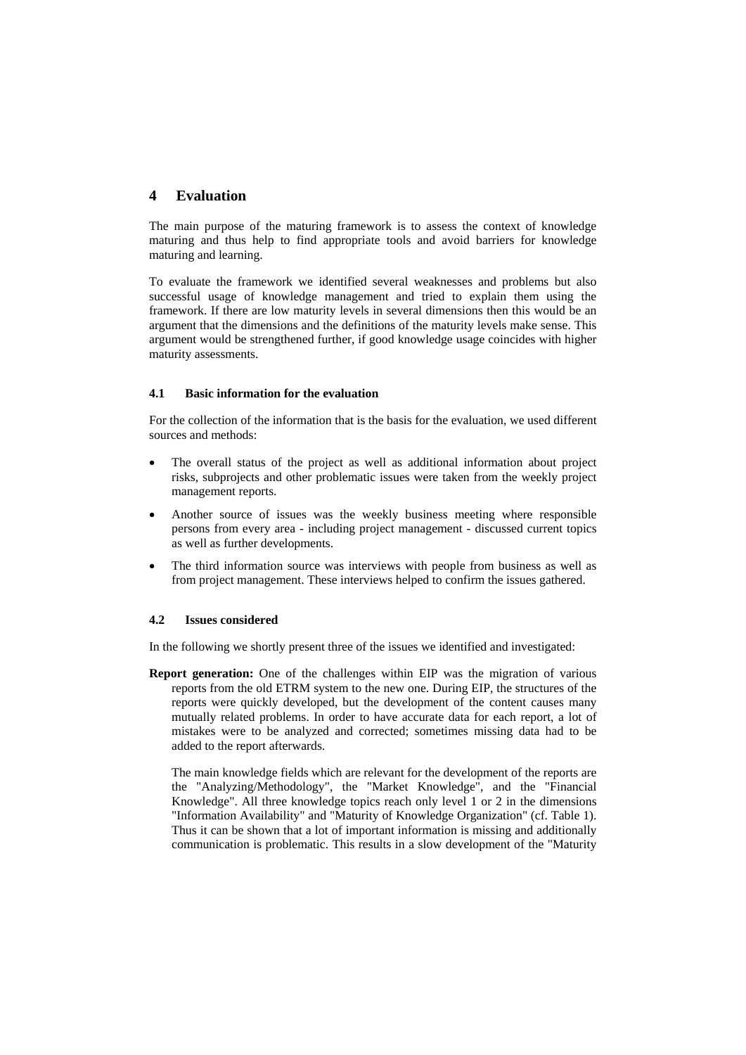## 4 Evaluation

The main purpose of the maturing framework is to assess the context of knowledge maturing and thus help to find appropriate tools and avoid barriers for knowledge maturing and learning.

To evaluate the framework we identified several weaknesses and problems but also successful usage of knowledge management and tried to explain them using the framework. If there are low maturity levels in several dimensions then this would be an argument that the dimensions and the definitions of the maturity levels make sense. This argument would be strengthened further, if good knowledge usage coincides with higher maturity assessments.

### 4.1 Basic information for the evaluation

For the collection of the information that is the basis for the evaluation, we used different sources and methods:

- The overall status of the project as well as additional information about project risks, subprojects and other problematic issues were taken from the weekly project management reports.
- Another source of issues was the weekly business meeting where responsible persons from every area - including project management - discussed current topics as well as further developments.
- The third information source was interviews with people from business as well as from project management. These interviews helped to confirm the issues gathered.

### 4.2 Issues considered

In the following we shortly present three of the issues we identified and investigated:

**Report generation:** One of the challenges within EIP was the migration of various reports from the old ETRM system to the new one. During EIP, the structures of the reports were quickly developed, but the development of the content causes many mutually related problems. In order to have accurate data for each report, a lot of mistakes were to be analyzed and corrected; sometimes missing data had to be added to the report afterwards.

The main knowledge fields which are relevant for the development of the reports are the "Analyzing/Methodology", the "Market Knowledge", and the "Financial Knowledge". All three knowledge topics reach only level 1 or 2 in the dimensions "Information Availability" and "Maturity of Knowledge Organization" (cf. Table 1). Thus it can be shown that a lot of important information is missing and additionally communication is problematic. This results in a slow development of the "Maturity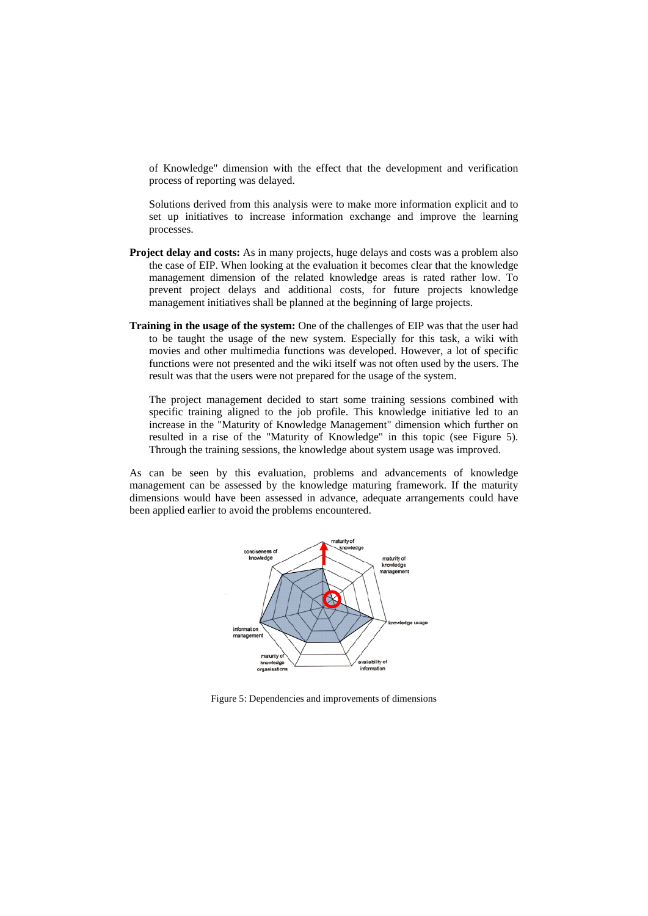of Knowledge" dimension with the effect that the development and verification process of reporting was delayed.

Solutions derived from this analysis were to make more information explicit and to set up initiatives to increase information exchange and improve the learning processes.

**Project delay and costs:** As in many projects, huge delays and costs was a problem also the case of EIP. When looking at the evaluation it becomes clear that the knowledge management dimension of the related knowledge areas is rated rather low. To prevent project delays and additional costs, for future projects knowledge management initiatives shall be planned at the beginning of large projects.

**Training in the usage of the system:** One of the challenges of EIP was that the user had to be taught the usage of the new system. Especially for this task, a wiki with movies and other multimedia functions was developed. However, a lot of specific functions were not presented and the wiki itself was not often used by the users. The result was that the users were not prepared for the usage of the system.

The project management decided to start some training sessions combined with specific training aligned to the job profile. This knowledge initiative led to an increase in the "Maturity of Knowledge Management" dimension which further on resulted in a rise of the "Maturity of Knowledge" in this topic (see Figure 5). Through the training sessions, the knowledge about system usage was improved.

As can be seen by this evaluation, problems and advancements of knowledge management can be assessed by the knowledge maturing framework. If the maturity dimensions would have been assessed in advance, adequate arrangements could have been applied earlier to avoid the problems encountered.

Figure 5: Dependencies and improvements of dimensions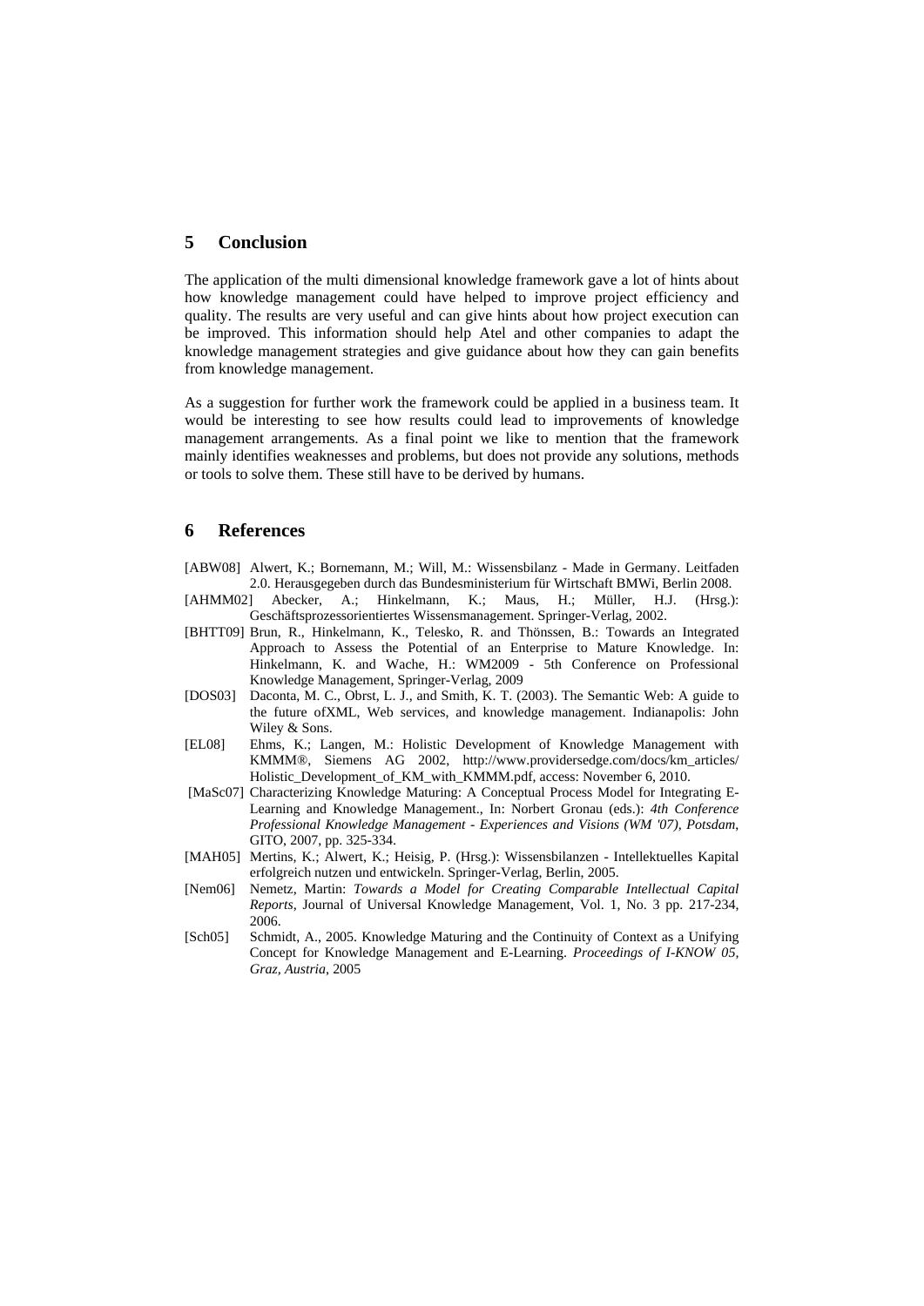## 5 Conclusion

The application of the multi dimensional knowledge framework gave a lot of hints about how knowledge management could have helped to improve project efficiency and quality. The results are very useful and can give hints about how project execution can be improved. This information should help Atel and other companies to adapt the knowledge management strategies and give guidance about how they can gain benefits from knowledge management.

As a suggestion for further work the framework could be applied in a business team. It would be interesting to see how results could lead to improvements of knowledge management arrangements. As a final point we like to mention that the framework mainly identifies weaknesses and problems, but does not provide any solutions, methods or tools to solve them. These still have to be derived by humans.

## 6 References

[ABW08] Alwert, K.; Bornemann, M.; Will, M.: Wissensbilanz - Made in Germany. Leitfaden 2.0. Herausgegeben durch das Bundesministerium für Wirtschaft BMWi, Berlin 2008.

[AHMM02] Abecker, A.; Hinkelmann, K.; Maus, H.; Müller, H.J. (Hrsg.): Geschäftsprozessorientiertes Wissensmanagement. Springer-Verlag, 2002.

[BHTT09] Brun, R., Hinkelmann, K., Telesko, R. and Thönssen, B.: Towards an Integrated Approach to Assess the Potential of an Enterprise to Mature Knowledge. In: Hinkelmann, K. and Wache, H.: WM2009 - 5th Conference on Professional Knowledge Management, Springer-Verlag, 2009

[DOS03] Daconta, M. C., Obrst, L. J., and Smith, K. T. (2003). The Semantic Web: A guide to the future ofXML, Web services, and knowledge management. Indianapolis: John Wiley & Sons.

[EL08] Ehms, K.; Langen, M.: Holistic Development of Knowledge Management with KMMM®, Siemens AG 2002, http://www.providersedge.com/docs/km_articles/Holistic_Development_of_KM_with_KMMM.pdf, access: November 6, 2010.

[MaSc07] Characterizing Knowledge Maturing: A Conceptual Process Model for Integrating E-Learning and Knowledge Management., In: Norbert Gronau (eds.): *4th Conference Professional Knowledge Management - Experiences and Visions (WM '07), Potsdam*, GITO, 2007, pp. 325-334.

[MAH05] Mertins, K.; Alwert, K.; Heisig, P. (Hrsg.): Wissensbilanzen - Intellektuelles Kapital erfolgreich nutzen und entwickeln. Springer-Verlag, Berlin, 2005.

[Nem06] Nemetz, Martin: *Towards a Model for Creating Comparable Intellectual Capital Reports*, Journal of Universal Knowledge Management, Vol. 1, No. 3 pp. 217-234, 2006.

[Sch05] Schmidt, A., 2005. Knowledge Maturing and the Continuity of Context as a Unifying Concept for Knowledge Management and E-Learning. *Proceedings of I-KNOW 05, Graz, Austria*, 2005